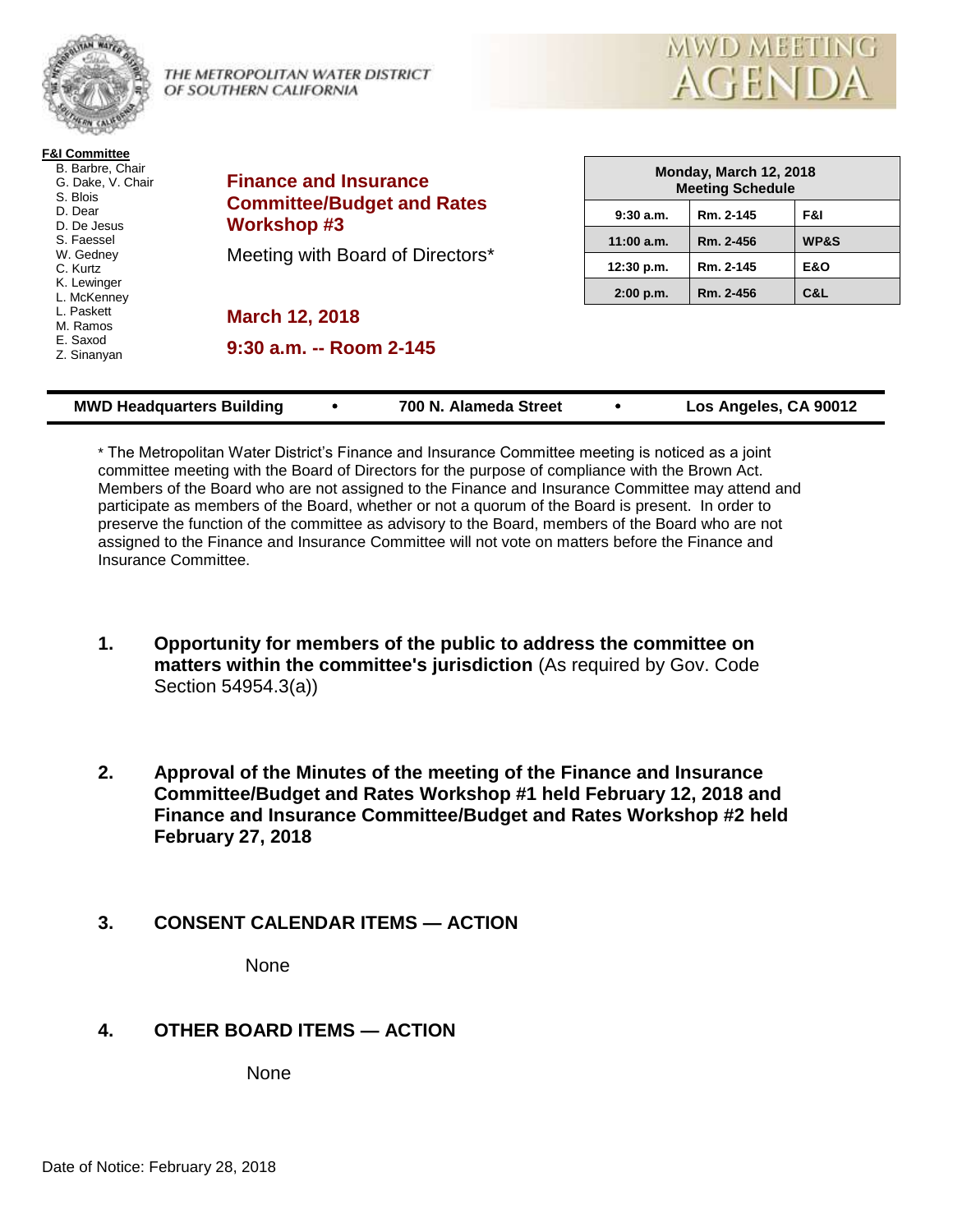THE METROPOLITAN WATER DISTRICT OF SOUTHERN CALIFORNIA

# MWD MEETING AGENDA

**F&I Committee**

- B. Barbre, Chair
- G. Dake, V. Chair
- S. Blois
- D. Dear
- D. De Jesus
- S. Faessel
- W. Gedney
- C. Kurtz
- K. Lewinger
- L. McKenney
- L. Paskett
- M. Ramos
- E. Saxod
- Z. Sinanyan

## Finance and Insurance Committee/Budget and Rates Workshop #3

Meeting with Board of Directors*

**March 12, 2018**

**9:30 a.m. -- Room 2-145**

| Monday, March 12, 2018 Meeting Schedule | | |
|---|---|---|
| 9:30 a.m. | Rm. 2-145 | F&I |
| 11:00 a.m. | Rm. 2-456 | WP&S |
| 12:30 p.m. | Rm. 2-145 | E&O |
| 2:00 p.m. | Rm. 2-456 | C&L |

**MWD Headquarters Building • 700 N. Alameda Street • Los Angeles, CA 90012**

* The Metropolitan Water District's Finance and Insurance Committee meeting is noticed as a joint committee meeting with the Board of Directors for the purpose of compliance with the Brown Act. Members of the Board who are not assigned to the Finance and Insurance Committee may attend and participate as members of the Board, whether or not a quorum of the Board is present. In order to preserve the function of the committee as advisory to the Board, members of the Board who are not assigned to the Finance and Insurance Committee will not vote on matters before the Finance and Insurance Committee.

1. **Opportunity for members of the public to address the committee on matters within the committee's jurisdiction** (As required by Gov. Code Section 54954.3(a))

2. **Approval of the Minutes of the meeting of the Finance and Insurance Committee/Budget and Rates Workshop #1 held February 12, 2018 and Finance and Insurance Committee/Budget and Rates Workshop #2 held February 27, 2018**

3. **CONSENT CALENDAR ITEMS — ACTION**

   None

4. **OTHER BOARD ITEMS — ACTION**

   None

Date of Notice: February 28, 2018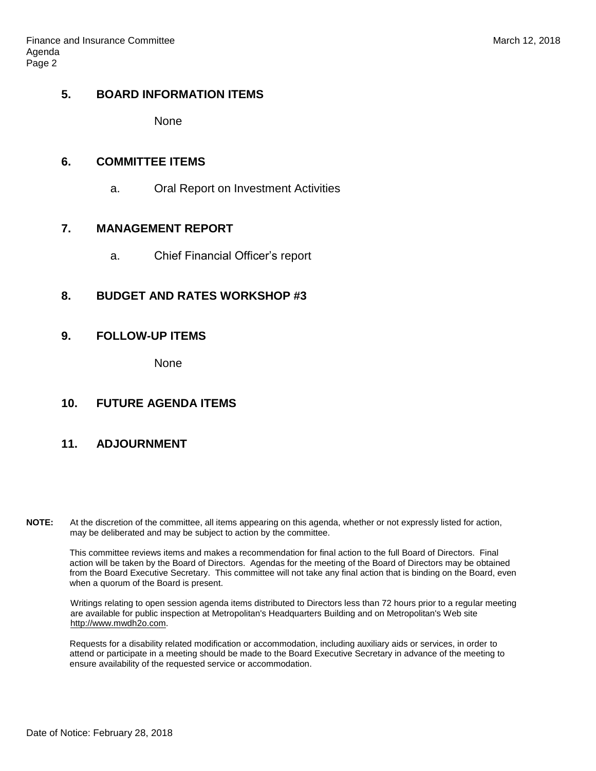## 5. BOARD INFORMATION ITEMS

None

## 6. COMMITTEE ITEMS

a. Oral Report on Investment Activities

## 7. MANAGEMENT REPORT

a. Chief Financial Officer's report

## 8. BUDGET AND RATES WORKSHOP #3

## 9. FOLLOW-UP ITEMS

None

## 10. FUTURE AGENDA ITEMS

## 11. ADJOURNMENT

**NOTE:** At the discretion of the committee, all items appearing on this agenda, whether or not expressly listed for action, may be deliberated and may be subject to action by the committee.

This committee reviews items and makes a recommendation for final action to the full Board of Directors. Final action will be taken by the Board of Directors. Agendas for the meeting of the Board of Directors may be obtained from the Board Executive Secretary. This committee will not take any final action that is binding on the Board, even when a quorum of the Board is present.

Writings relating to open session agenda items distributed to Directors less than 72 hours prior to a regular meeting are available for public inspection at Metropolitan's Headquarters Building and on Metropolitan's Web site http://www.mwdh2o.com.

Requests for a disability related modification or accommodation, including auxiliary aids or services, in order to attend or participate in a meeting should be made to the Board Executive Secretary in advance of the meeting to ensure availability of the requested service or accommodation.

Date of Notice: February 28, 2018